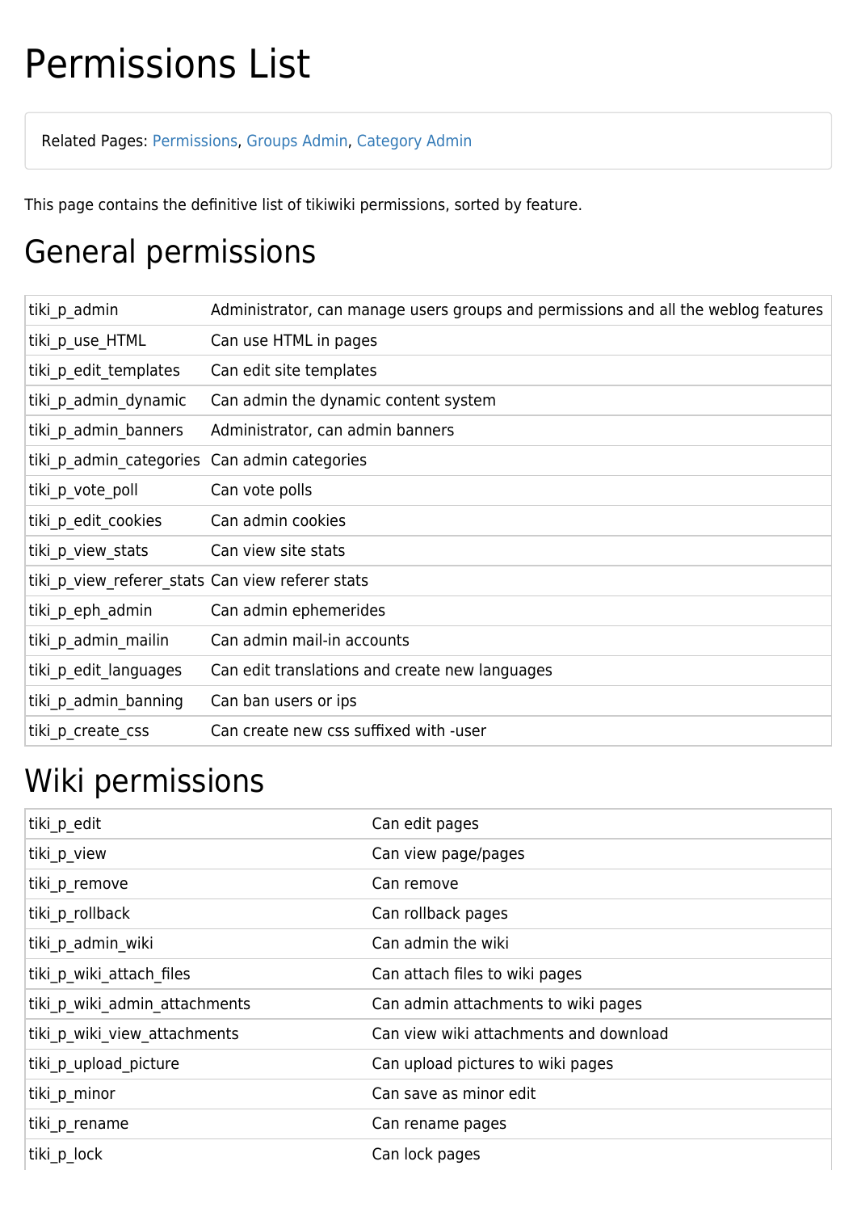# Permissions List

Related Pages: Permissions, Groups Admin, Category Admin

This page contains the definitive list of tikiwiki permissions, sorted by feature.

## General permissions

| | |
|---|---|
| tiki_p_admin | Administrator, can manage users groups and permissions and all the weblog features |
| tiki_p_use_HTML | Can use HTML in pages |
| tiki_p_edit_templates | Can edit site templates |
| tiki_p_admin_dynamic | Can admin the dynamic content system |
| tiki_p_admin_banners | Administrator, can admin banners |
| tiki_p_admin_categories | Can admin categories |
| tiki_p_vote_poll | Can vote polls |
| tiki_p_edit_cookies | Can admin cookies |
| tiki_p_view_stats | Can view site stats |
| tiki_p_view_referer_stats | Can view referer stats |
| tiki_p_eph_admin | Can admin ephemerides |
| tiki_p_admin_mailin | Can admin mail-in accounts |
| tiki_p_edit_languages | Can edit translations and create new languages |
| tiki_p_admin_banning | Can ban users or ips |
| tiki_p_create_css | Can create new css suffixed with -user |

## Wiki permissions

| | |
|---|---|
| tiki_p_edit | Can edit pages |
| tiki_p_view | Can view page/pages |
| tiki_p_remove | Can remove |
| tiki_p_rollback | Can rollback pages |
| tiki_p_admin_wiki | Can admin the wiki |
| tiki_p_wiki_attach_files | Can attach files to wiki pages |
| tiki_p_wiki_admin_attachments | Can admin attachments to wiki pages |
| tiki_p_wiki_view_attachments | Can view wiki attachments and download |
| tiki_p_upload_picture | Can upload pictures to wiki pages |
| tiki_p_minor | Can save as minor edit |
| tiki_p_rename | Can rename pages |
| tiki_p_lock | Can lock pages |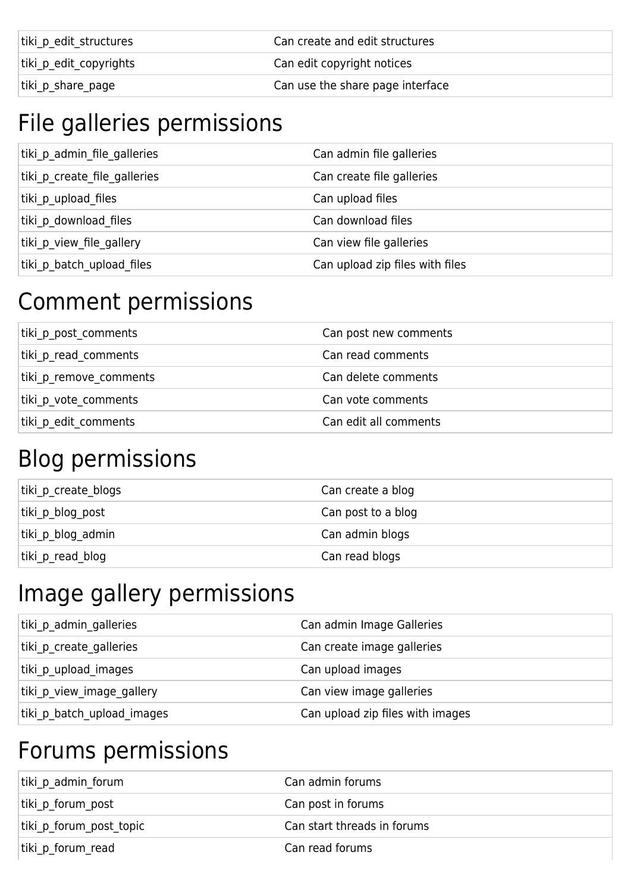| | |
|---|---|
| tiki_p_edit_structures | Can create and edit structures |
| tiki_p_edit_copyrights | Can edit copyright notices |
| tiki_p_share_page | Can use the share page interface |

# File galleries permissions

| | |
|---|---|
| tiki_p_admin_file_galleries | Can admin file galleries |
| tiki_p_create_file_galleries | Can create file galleries |
| tiki_p_upload_files | Can upload files |
| tiki_p_download_files | Can download files |
| tiki_p_view_file_gallery | Can view file galleries |
| tiki_p_batch_upload_files | Can upload zip files with files |

# Comment permissions

| | |
|---|---|
| tiki_p_post_comments | Can post new comments |
| tiki_p_read_comments | Can read comments |
| tiki_p_remove_comments | Can delete comments |
| tiki_p_vote_comments | Can vote comments |
| tiki_p_edit_comments | Can edit all comments |

# Blog permissions

| | |
|---|---|
| tiki_p_create_blogs | Can create a blog |
| tiki_p_blog_post | Can post to a blog |
| tiki_p_blog_admin | Can admin blogs |
| tiki_p_read_blog | Can read blogs |

# Image gallery permissions

| | |
|---|---|
| tiki_p_admin_galleries | Can admin Image Galleries |
| tiki_p_create_galleries | Can create image galleries |
| tiki_p_upload_images | Can upload images |
| tiki_p_view_image_gallery | Can view image galleries |
| tiki_p_batch_upload_images | Can upload zip files with images |

# Forums permissions

| | |
|---|---|
| tiki_p_admin_forum | Can admin forums |
| tiki_p_forum_post | Can post in forums |
| tiki_p_forum_post_topic | Can start threads in forums |
| tiki_p_forum_read | Can read forums |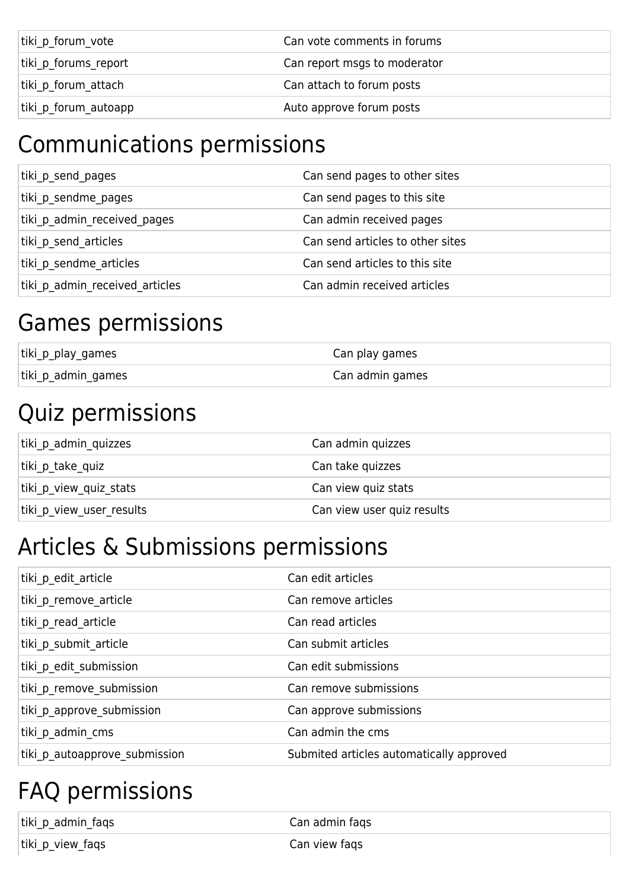| | |
|---|---|
| tiki_p_forum_vote | Can vote comments in forums |
| tiki_p_forums_report | Can report msgs to moderator |
| tiki_p_forum_attach | Can attach to forum posts |
| tiki_p_forum_autoapp | Auto approve forum posts |

# Communications permissions

| | |
|---|---|
| tiki_p_send_pages | Can send pages to other sites |
| tiki_p_sendme_pages | Can send pages to this site |
| tiki_p_admin_received_pages | Can admin received pages |
| tiki_p_send_articles | Can send articles to other sites |
| tiki_p_sendme_articles | Can send articles to this site |
| tiki_p_admin_received_articles | Can admin received articles |

# Games permissions

| | |
|---|---|
| tiki_p_play_games | Can play games |
| tiki_p_admin_games | Can admin games |

# Quiz permissions

| | |
|---|---|
| tiki_p_admin_quizzes | Can admin quizzes |
| tiki_p_take_quiz | Can take quizzes |
| tiki_p_view_quiz_stats | Can view quiz stats |
| tiki_p_view_user_results | Can view user quiz results |

# Articles & Submissions permissions

| | |
|---|---|
| tiki_p_edit_article | Can edit articles |
| tiki_p_remove_article | Can remove articles |
| tiki_p_read_article | Can read articles |
| tiki_p_submit_article | Can submit articles |
| tiki_p_edit_submission | Can edit submissions |
| tiki_p_remove_submission | Can remove submissions |
| tiki_p_approve_submission | Can approve submissions |
| tiki_p_admin_cms | Can admin the cms |
| tiki_p_autoapprove_submission | Submited articles automatically approved |

# FAQ permissions

| | |
|---|---|
| tiki_p_admin_faqs | Can admin faqs |
| tiki_p_view_faqs | Can view faqs |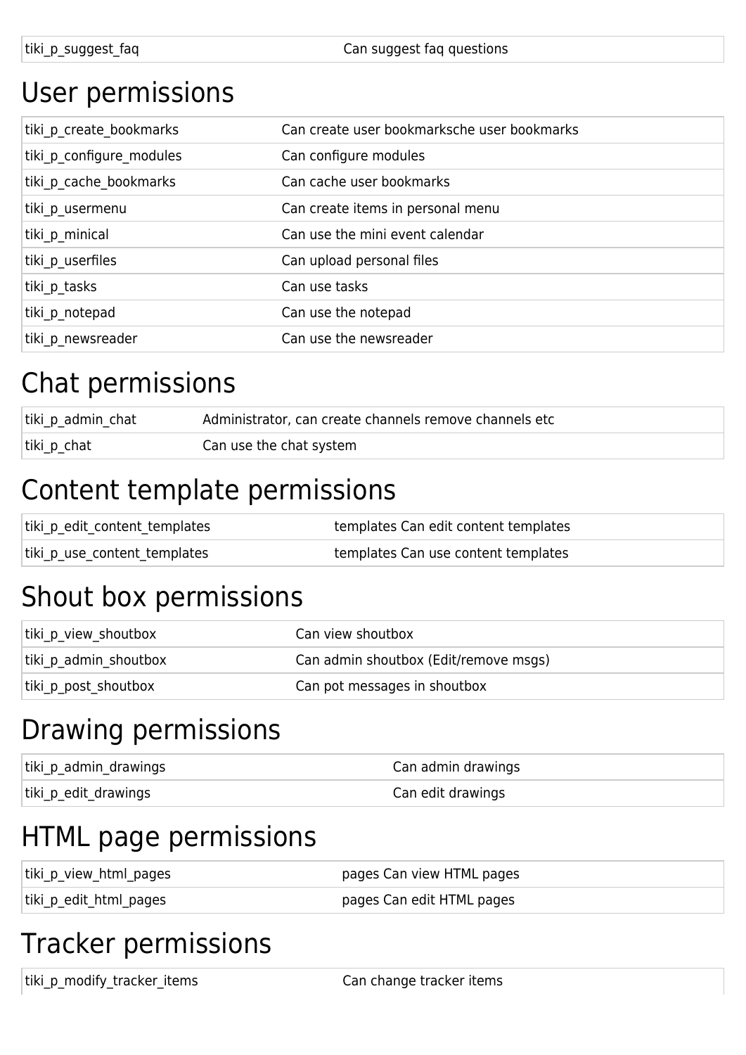| tiki_p_suggest_faq | Can suggest faq questions |
|---|---|

# User permissions

| tiki_p_create_bookmarks | Can create user bookmarksche user bookmarks |
|---|---|
| tiki_p_configure_modules | Can configure modules |
| tiki_p_cache_bookmarks | Can cache user bookmarks |
| tiki_p_usermenu | Can create items in personal menu |
| tiki_p_minical | Can use the mini event calendar |
| tiki_p_userfiles | Can upload personal files |
| tiki_p_tasks | Can use tasks |
| tiki_p_notepad | Can use the notepad |
| tiki_p_newsreader | Can use the newsreader |

# Chat permissions

| tiki_p_admin_chat | Administrator, can create channels remove channels etc |
|---|---|
| tiki_p_chat | Can use the chat system |

# Content template permissions

| tiki_p_edit_content_templates | templates Can edit content templates |
|---|---|
| tiki_p_use_content_templates | templates Can use content templates |

# Shout box permissions

| tiki_p_view_shoutbox | Can view shoutbox |
|---|---|
| tiki_p_admin_shoutbox | Can admin shoutbox (Edit/remove msgs) |
| tiki_p_post_shoutbox | Can pot messages in shoutbox |

# Drawing permissions

| tiki_p_admin_drawings | Can admin drawings |
|---|---|
| tiki_p_edit_drawings | Can edit drawings |

# HTML page permissions

| tiki_p_view_html_pages | pages Can view HTML pages |
|---|---|
| tiki_p_edit_html_pages | pages Can edit HTML pages |

# Tracker permissions

| tiki_p_modify_tracker_items | Can change tracker items |
|---|---|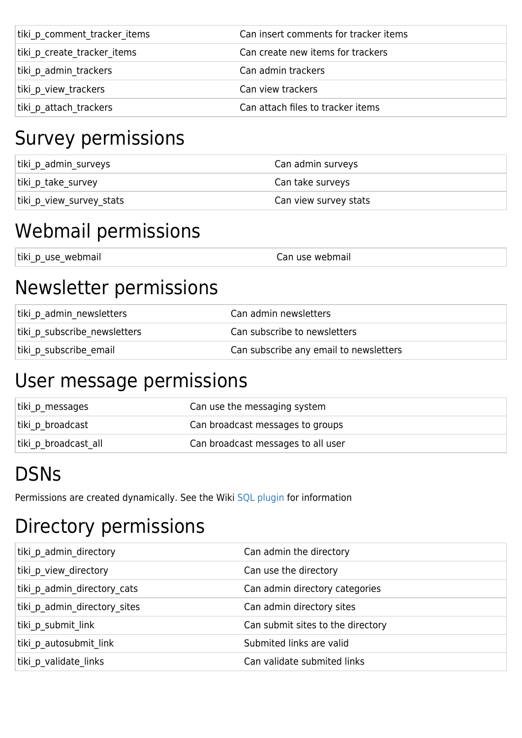| | |
|---|---|
| tiki_p_comment_tracker_items | Can insert comments for tracker items |
| tiki_p_create_tracker_items | Can create new items for trackers |
| tiki_p_admin_trackers | Can admin trackers |
| tiki_p_view_trackers | Can view trackers |
| tiki_p_attach_trackers | Can attach files to tracker items |

# Survey permissions

| | |
|---|---|
| tiki_p_admin_surveys | Can admin surveys |
| tiki_p_take_survey | Can take surveys |
| tiki_p_view_survey_stats | Can view survey stats |

# Webmail permissions

| | |
|---|---|
| tiki_p_use_webmail | Can use webmail |

# Newsletter permissions

| | |
|---|---|
| tiki_p_admin_newsletters | Can admin newsletters |
| tiki_p_subscribe_newsletters | Can subscribe to newsletters |
| tiki_p_subscribe_email | Can subscribe any email to newsletters |

# User message permissions

| | |
|---|---|
| tiki_p_messages | Can use the messaging system |
| tiki_p_broadcast | Can broadcast messages to groups |
| tiki_p_broadcast_all | Can broadcast messages to all user |

# DSNs

Permissions are created dynamically. See the Wiki SQL plugin for information

# Directory permissions

| | |
|---|---|
| tiki_p_admin_directory | Can admin the directory |
| tiki_p_view_directory | Can use the directory |
| tiki_p_admin_directory_cats | Can admin directory categories |
| tiki_p_admin_directory_sites | Can admin directory sites |
| tiki_p_submit_link | Can submit sites to the directory |
| tiki_p_autosubmit_link | Submited links are valid |
| tiki_p_validate_links | Can validate submited links |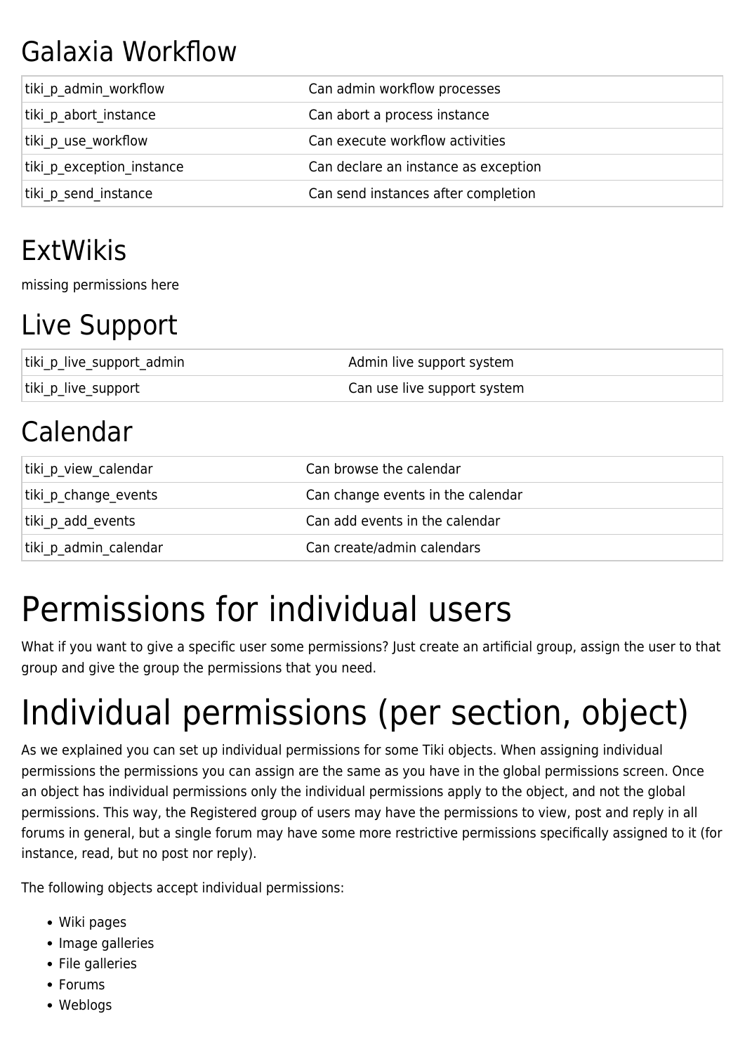## Galaxia Workflow

| | |
|---|---|
| tiki_p_admin_workflow | Can admin workflow processes |
| tiki_p_abort_instance | Can abort a process instance |
| tiki_p_use_workflow | Can execute workflow activities |
| tiki_p_exception_instance | Can declare an instance as exception |
| tiki_p_send_instance | Can send instances after completion |

## ExtWikis

missing permissions here

## Live Support

| | |
|---|---|
| tiki_p_live_support_admin | Admin live support system |
| tiki_p_live_support | Can use live support system |

## Calendar

| | |
|---|---|
| tiki_p_view_calendar | Can browse the calendar |
| tiki_p_change_events | Can change events in the calendar |
| tiki_p_add_events | Can add events in the calendar |
| tiki_p_admin_calendar | Can create/admin calendars |

# Permissions for individual users

What if you want to give a specific user some permissions? Just create an artificial group, assign the user to that group and give the group the permissions that you need.

# Individual permissions (per section, object)

As we explained you can set up individual permissions for some Tiki objects. When assigning individual permissions the permissions you can assign are the same as you have in the global permissions screen. Once an object has individual permissions only the individual permissions apply to the object, and not the global permissions. This way, the Registered group of users may have the permissions to view, post and reply in all forums in general, but a single forum may have some more restrictive permissions specifically assigned to it (for instance, read, but no post nor reply).

The following objects accept individual permissions:

- Wiki pages
- Image galleries
- File galleries
- Forums
- Weblogs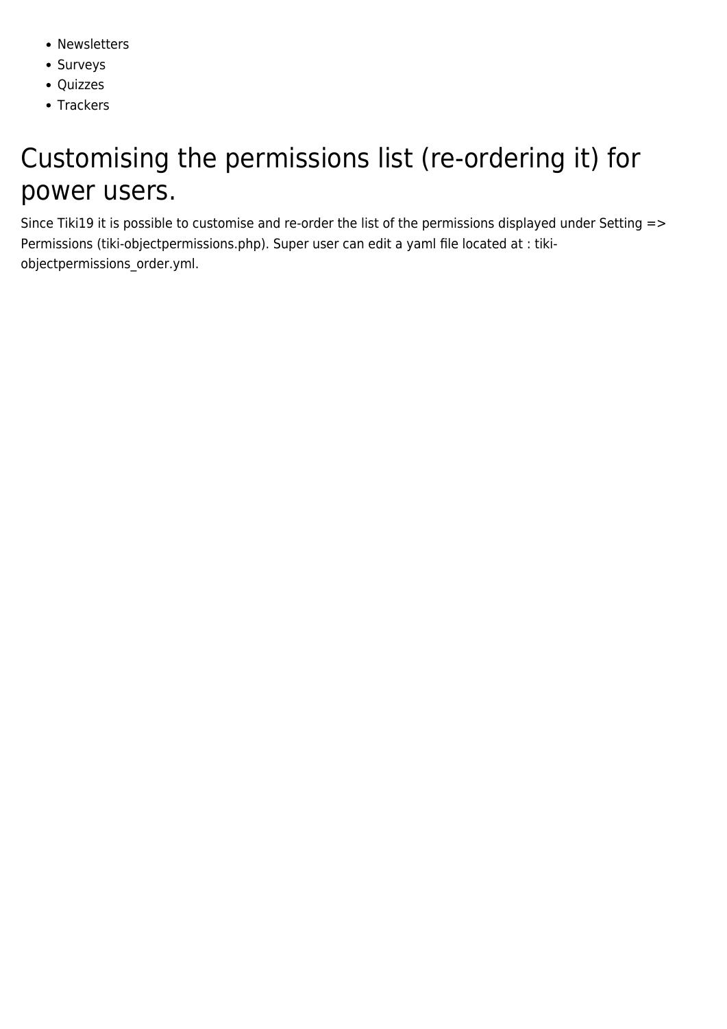- Newsletters
- Surveys
- Quizzes
- Trackers

# Customising the permissions list (re-ordering it) for power users.

Since Tiki19 it is possible to customise and re-order the list of the permissions displayed under Setting => Permissions (tiki-objectpermissions.php). Super user can edit a yaml file located at : tiki-objectpermissions_order.yml.